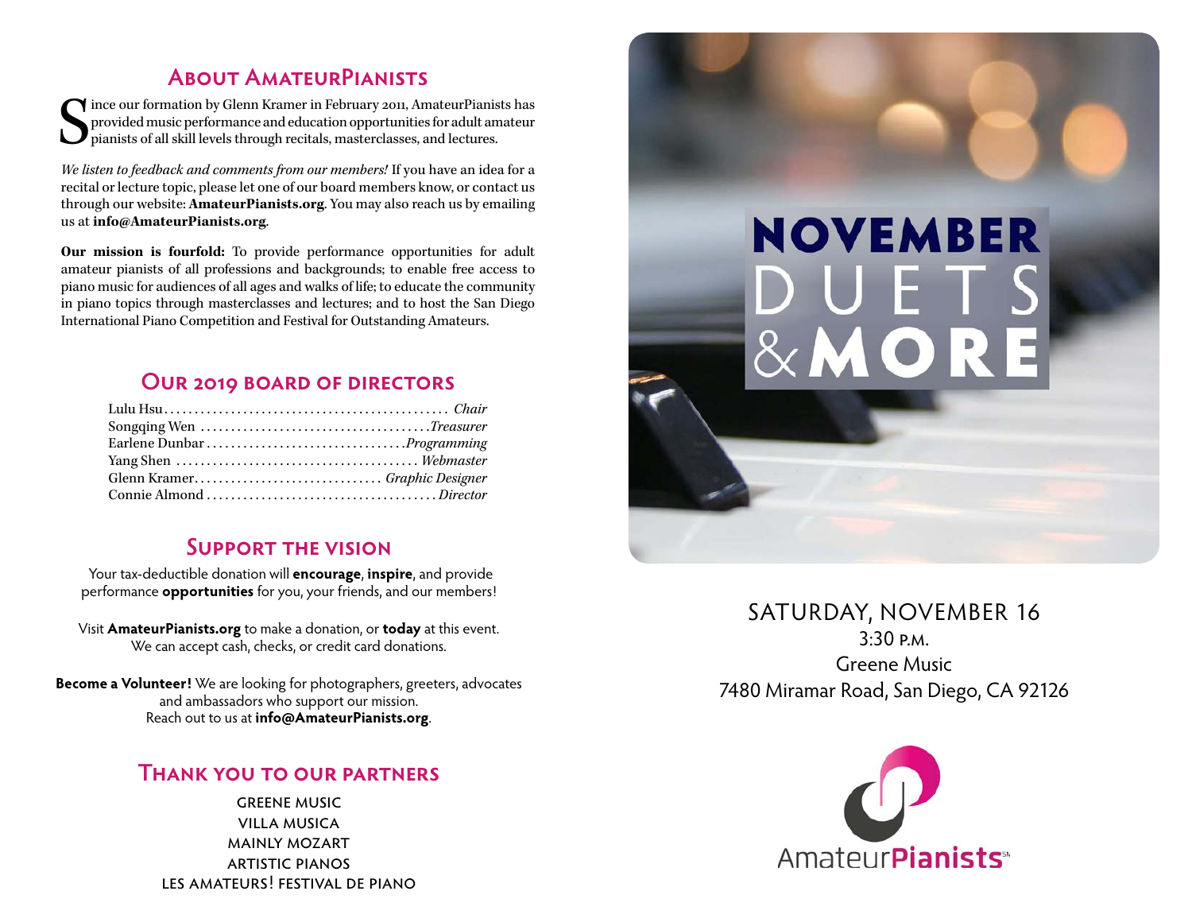## About AmateurPianists

Since our formation by Glenn Kramer in February 2011, AmateurPianists has provided music performance and education opportunities for adult amateur pianists of all skill levels through recitals, masterclasses, and lectures.

*We listen to feedback and comments from our members!* If you have an idea for a recital or lecture topic, please let one of our board members know, or contact us through our website: **AmateurPianists.org**. You may also reach us by emailing us at **info@AmateurPianists.org**.

**Our mission is fourfold:** To provide performance opportunities for adult amateur pianists of all professions and backgrounds; to enable free access to piano music for audiences of all ages and walks of life; to educate the community in piano topics through masterclasses and lectures; and to host the San Diego International Piano Competition and Festival for Outstanding Amateurs.

## Our 2019 Board of Directors

| | |
|---|---|
| Lulu Hsu | *Chair* |
| Songqing Wen | *Treasurer* |
| Earlene Dunbar | *Programming* |
| Yang Shen | *Webmaster* |
| Glenn Kramer | *Graphic Designer* |
| Connie Almond | *Director* |

## Support the Vision

Your tax-deductible donation will **encourage**, **inspire**, and provide performance **opportunities** for you, your friends, and our members!

Visit **AmateurPianists.org** to make a donation, or **today** at this event. We can accept cash, checks, or credit card donations.

**Become a Volunteer!** We are looking for photographers, greeters, advocates and ambassadors who support our mission. Reach out to us at **info@AmateurPianists.org**.

## Thank you to our partners

GREENE MUSIC
VILLA MUSICA
MAINLY MOZART
ARTISTIC PIANOS
LES AMATEURS! FESTIVAL DE PIANO

# NOVEMBER DUETS & MORE

SATURDAY, NOVEMBER 16
3:30 P.M.
Greene Music
7480 Miramar Road, San Diego, CA 92126

AmateurPianists℠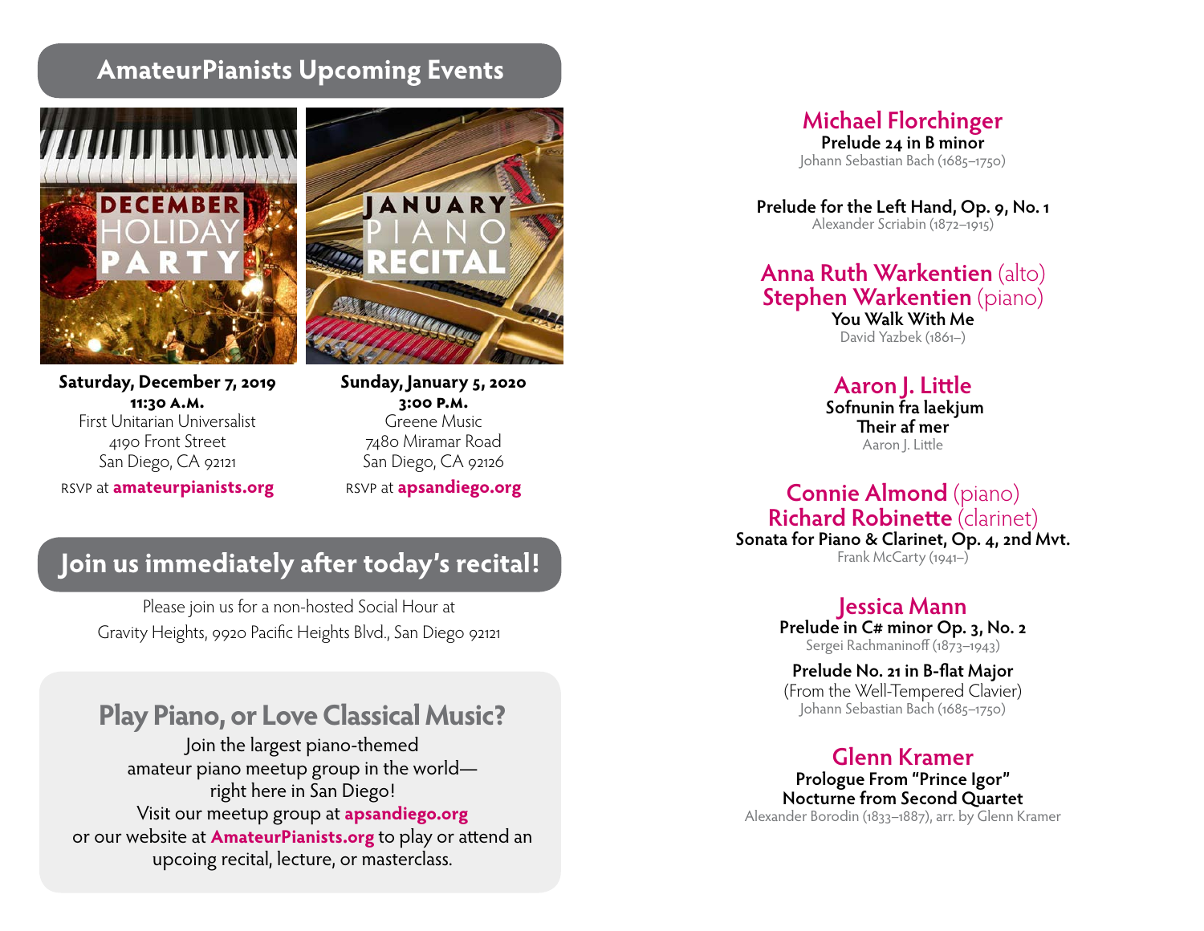## AmateurPianists Upcoming Events

**DECEMBER HOLIDAY PARTY**

**Saturday, December 7, 2019**
**11:30 A.M.**
First Unitarian Universalist
4190 Front Street
San Diego, CA 92121
RSVP at **amateurpianists.org**

**JANUARY PIANO RECITAL**

**Sunday, January 5, 2020**
**3:00 P.M.**
Greene Music
7480 Miramar Road
San Diego, CA 92126
RSVP at **apsandiego.org**

## Join us immediately after today's recital!

Please join us for a non-hosted Social Hour at
Gravity Heights, 9920 Pacific Heights Blvd., San Diego 92121

## Play Piano, or Love Classical Music?

Join the largest piano-themed
amateur piano meetup group in the world—
right here in San Diego!
Visit our meetup group at **apsandiego.org**
or our website at **AmateurPianists.org** to play or attend an
upcoing recital, lecture, or masterclass.

### Michael Florchinger

**Prelude 24 in B minor**
Johann Sebastian Bach (1685–1750)

**Prelude for the Left Hand, Op. 9, No. 1**
Alexander Scriabin (1872–1915)

### Anna Ruth Warkentien (alto)
### Stephen Warkentien (piano)

**You Walk With Me**
David Yazbek (1861–)

### Aaron J. Little

**Sofnunin fra laekjum**
**Their af mer**
Aaron J. Little

### Connie Almond (piano)
### Richard Robinette (clarinet)

**Sonata for Piano & Clarinet, Op. 4, 2nd Mvt.**
Frank McCarty (1941–)

### Jessica Mann

**Prelude in C# minor Op. 3, No. 2**
Sergei Rachmaninoff (1873–1943)

**Prelude No. 21 in B-flat Major**
(From the Well-Tempered Clavier)
Johann Sebastian Bach (1685–1750)

### Glenn Kramer

**Prologue From "Prince Igor"**
**Nocturne from Second Quartet**
Alexander Borodin (1833–1887), arr. by Glenn Kramer